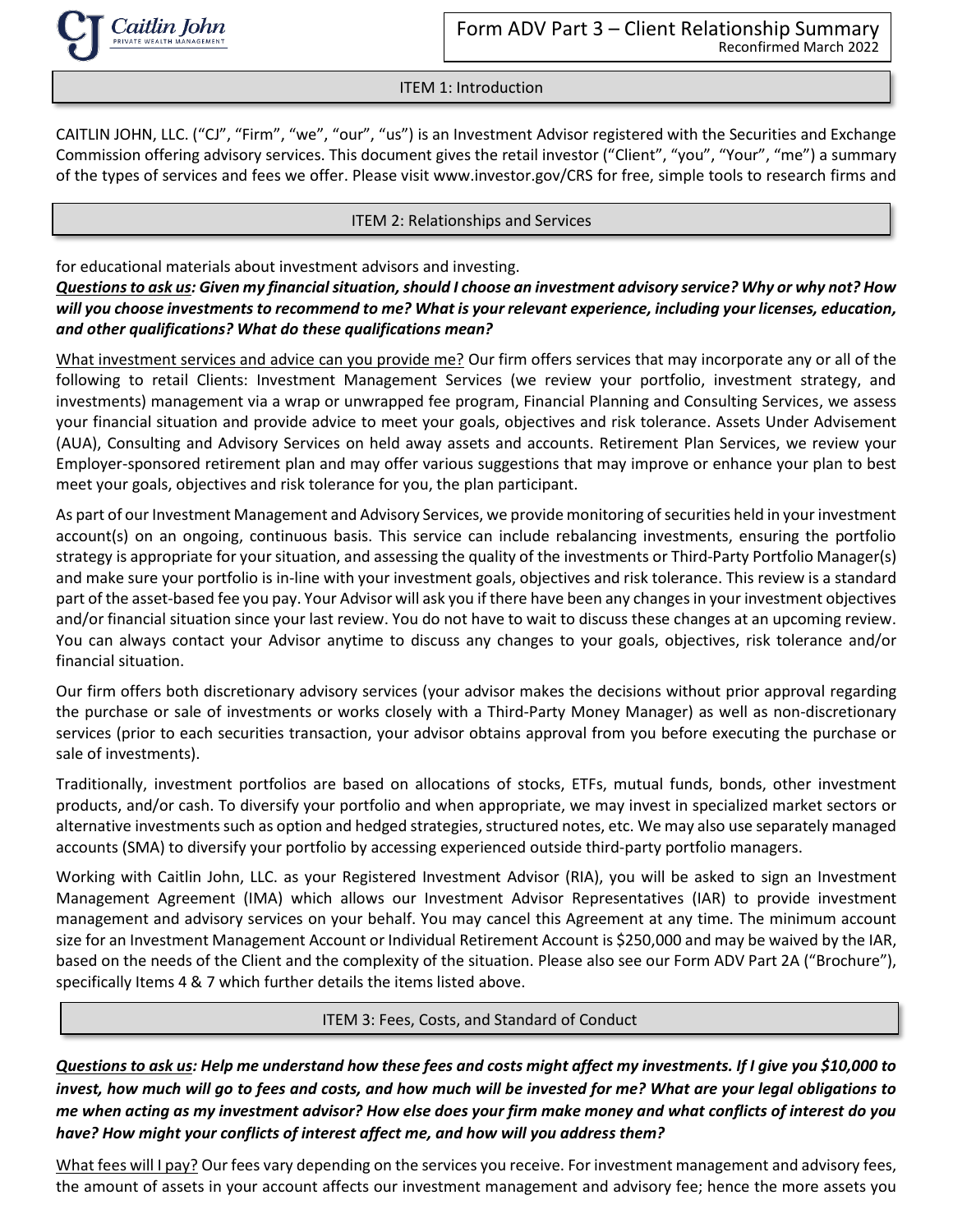# Form ADV Part 3 – Client Relationship Summary

Reconfirmed March 2022

## ITEM 1: Introduction

CAITLIN JOHN, LLC. ("CJ", "Firm", "we", "our", "us") is an Investment Advisor registered with the Securities and Exchange Commission offering advisory services. This document gives the retail investor ("Client", "you", "Your", "me") a summary of the types of services and fees we offer. Please visit www.investor.gov/CRS for free, simple tools to research firms and

## ITEM 2: Relationships and Services

for educational materials about investment advisors and investing.

***<u>Questions to ask us</u>: Given my financial situation, should I choose an investment advisory service? Why or why not? How will you choose investments to recommend to me? What is your relevant experience, including your licenses, education, and other qualifications? What do these qualifications mean?***

<u>What investment services and advice can you provide me?</u> Our firm offers services that may incorporate any or all of the following to retail Clients: Investment Management Services (we review your portfolio, investment strategy, and investments) management via a wrap or unwrapped fee program, Financial Planning and Consulting Services, we assess your financial situation and provide advice to meet your goals, objectives and risk tolerance. Assets Under Advisement (AUA), Consulting and Advisory Services on held away assets and accounts. Retirement Plan Services, we review your Employer-sponsored retirement plan and may offer various suggestions that may improve or enhance your plan to best meet your goals, objectives and risk tolerance for you, the plan participant.

As part of our Investment Management and Advisory Services, we provide monitoring of securities held in your investment account(s) on an ongoing, continuous basis. This service can include rebalancing investments, ensuring the portfolio strategy is appropriate for your situation, and assessing the quality of the investments or Third-Party Portfolio Manager(s) and make sure your portfolio is in-line with your investment goals, objectives and risk tolerance. This review is a standard part of the asset-based fee you pay. Your Advisor will ask you if there have been any changes in your investment objectives and/or financial situation since your last review. You do not have to wait to discuss these changes at an upcoming review. You can always contact your Advisor anytime to discuss any changes to your goals, objectives, risk tolerance and/or financial situation.

Our firm offers both discretionary advisory services (your advisor makes the decisions without prior approval regarding the purchase or sale of investments or works closely with a Third-Party Money Manager) as well as non-discretionary services (prior to each securities transaction, your advisor obtains approval from you before executing the purchase or sale of investments).

Traditionally, investment portfolios are based on allocations of stocks, ETFs, mutual funds, bonds, other investment products, and/or cash. To diversify your portfolio and when appropriate, we may invest in specialized market sectors or alternative investments such as option and hedged strategies, structured notes, etc. We may also use separately managed accounts (SMA) to diversify your portfolio by accessing experienced outside third-party portfolio managers.

Working with Caitlin John, LLC. as your Registered Investment Advisor (RIA), you will be asked to sign an Investment Management Agreement (IMA) which allows our Investment Advisor Representatives (IAR) to provide investment management and advisory services on your behalf. You may cancel this Agreement at any time. The minimum account size for an Investment Management Account or Individual Retirement Account is $250,000 and may be waived by the IAR, based on the needs of the Client and the complexity of the situation. Please also see our Form ADV Part 2A ("Brochure"), specifically Items 4 & 7 which further details the items listed above.

## ITEM 3: Fees, Costs, and Standard of Conduct

***<u>Questions to ask us</u>: Help me understand how these fees and costs might affect my investments. If I give you $10,000 to invest, how much will go to fees and costs, and how much will be invested for me? What are your legal obligations to me when acting as my investment advisor? How else does your firm make money and what conflicts of interest do you have? How might your conflicts of interest affect me, and how will you address them?***

<u>What fees will I pay?</u> Our fees vary depending on the services you receive. For investment management and advisory fees, the amount of assets in your account affects our investment management and advisory fee; hence the more assets you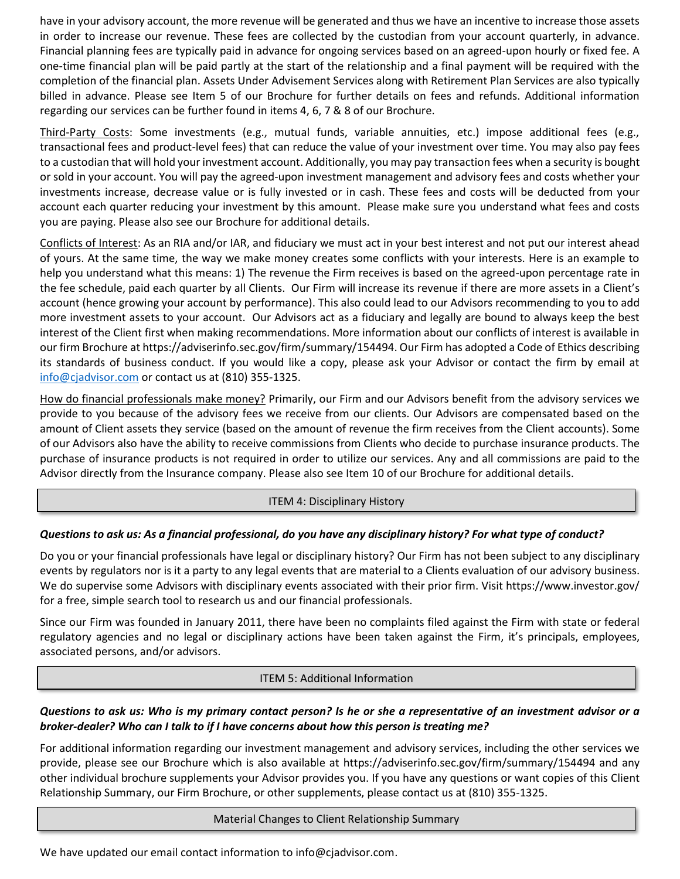have in your advisory account, the more revenue will be generated and thus we have an incentive to increase those assets in order to increase our revenue. These fees are collected by the custodian from your account quarterly, in advance. Financial planning fees are typically paid in advance for ongoing services based on an agreed-upon hourly or fixed fee. A one-time financial plan will be paid partly at the start of the relationship and a final payment will be required with the completion of the financial plan. Assets Under Advisement Services along with Retirement Plan Services are also typically billed in advance. Please see Item 5 of our Brochure for further details on fees and refunds. Additional information regarding our services can be further found in items 4, 6, 7 & 8 of our Brochure.

Third-Party Costs: Some investments (e.g., mutual funds, variable annuities, etc.) impose additional fees (e.g., transactional fees and product-level fees) that can reduce the value of your investment over time. You may also pay fees to a custodian that will hold your investment account. Additionally, you may pay transaction fees when a security is bought or sold in your account. You will pay the agreed-upon investment management and advisory fees and costs whether your investments increase, decrease value or is fully invested or in cash. These fees and costs will be deducted from your account each quarter reducing your investment by this amount. Please make sure you understand what fees and costs you are paying. Please also see our Brochure for additional details.

Conflicts of Interest: As an RIA and/or IAR, and fiduciary we must act in your best interest and not put our interest ahead of yours. At the same time, the way we make money creates some conflicts with your interests. Here is an example to help you understand what this means: 1) The revenue the Firm receives is based on the agreed-upon percentage rate in the fee schedule, paid each quarter by all Clients. Our Firm will increase its revenue if there are more assets in a Client's account (hence growing your account by performance). This also could lead to our Advisors recommending to you to add more investment assets to your account. Our Advisors act as a fiduciary and legally are bound to always keep the best interest of the Client first when making recommendations. More information about our conflicts of interest is available in our firm Brochure at https://adviserinfo.sec.gov/firm/summary/154494. Our Firm has adopted a Code of Ethics describing its standards of business conduct. If you would like a copy, please ask your Advisor or contact the firm by email at info@cjadvisor.com or contact us at (810) 355-1325.

How do financial professionals make money? Primarily, our Firm and our Advisors benefit from the advisory services we provide to you because of the advisory fees we receive from our clients. Our Advisors are compensated based on the amount of Client assets they service (based on the amount of revenue the firm receives from the Client accounts). Some of our Advisors also have the ability to receive commissions from Clients who decide to purchase insurance products. The purchase of insurance products is not required in order to utilize our services. Any and all commissions are paid to the Advisor directly from the Insurance company. Please also see Item 10 of our Brochure for additional details.

## ITEM 4: Disciplinary History

***Questions to ask us: As a financial professional, do you have any disciplinary history? For what type of conduct?***

Do you or your financial professionals have legal or disciplinary history? Our Firm has not been subject to any disciplinary events by regulators nor is it a party to any legal events that are material to a Clients evaluation of our advisory business. We do supervise some Advisors with disciplinary events associated with their prior firm. Visit https://www.investor.gov/ for a free, simple search tool to research us and our financial professionals.

Since our Firm was founded in January 2011, there have been no complaints filed against the Firm with state or federal regulatory agencies and no legal or disciplinary actions have been taken against the Firm, it's principals, employees, associated persons, and/or advisors.

## ITEM 5: Additional Information

***Questions to ask us: Who is my primary contact person? Is he or she a representative of an investment advisor or a broker-dealer? Who can I talk to if I have concerns about how this person is treating me?***

For additional information regarding our investment management and advisory services, including the other services we provide, please see our Brochure which is also available at https://adviserinfo.sec.gov/firm/summary/154494 and any other individual brochure supplements your Advisor provides you. If you have any questions or want copies of this Client Relationship Summary, our Firm Brochure, or other supplements, please contact us at (810) 355-1325.

## Material Changes to Client Relationship Summary

We have updated our email contact information to info@cjadvisor.com.